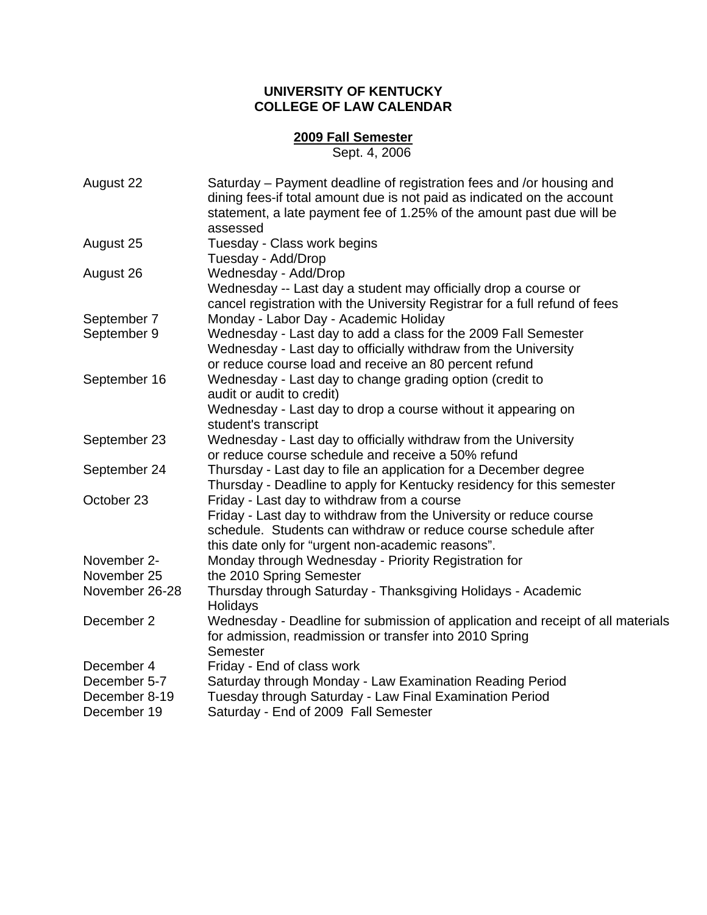# UNIVERSITY OF KENTUCKY
# COLLEGE OF LAW CALENDAR

## 2009 Fall Semester

Sept. 4, 2006

| | |
|---|---|
| August 22 | Saturday – Payment deadline of registration fees and /or housing and dining fees-if total amount due is not paid as indicated on the account statement, a late payment fee of 1.25% of the amount past due will be assessed |
| August 25 | Tuesday - Class work begins<br>Tuesday - Add/Drop |
| August 26 | Wednesday - Add/Drop<br>Wednesday -- Last day a student may officially drop a course or cancel registration with the University Registrar for a full refund of fees |
| September 7 | Monday - Labor Day - Academic Holiday |
| September 9 | Wednesday - Last day to add a class for the 2009 Fall Semester<br>Wednesday - Last day to officially withdraw from the University or reduce course load and receive an 80 percent refund |
| September 16 | Wednesday - Last day to change grading option (credit to audit or audit to credit)<br>Wednesday - Last day to drop a course without it appearing on student's transcript |
| September 23 | Wednesday - Last day to officially withdraw from the University or reduce course schedule and receive a 50% refund |
| September 24 | Thursday - Last day to file an application for a December degree<br>Thursday - Deadline to apply for Kentucky residency for this semester |
| October 23 | Friday - Last day to withdraw from a course<br>Friday - Last day to withdraw from the University or reduce course schedule. Students can withdraw or reduce course schedule after this date only for "urgent non-academic reasons". |
| November 2-<br>November 25 | Monday through Wednesday - Priority Registration for the 2010 Spring Semester |
| November 26-28 | Thursday through Saturday - Thanksgiving Holidays - Academic Holidays |
| December 2 | Wednesday - Deadline for submission of application and receipt of all materials for admission, readmission or transfer into 2010 Spring Semester |
| December 4 | Friday - End of class work |
| December 5-7 | Saturday through Monday - Law Examination Reading Period |
| December 8-19 | Tuesday through Saturday - Law Final Examination Period |
| December 19 | Saturday - End of 2009 Fall Semester |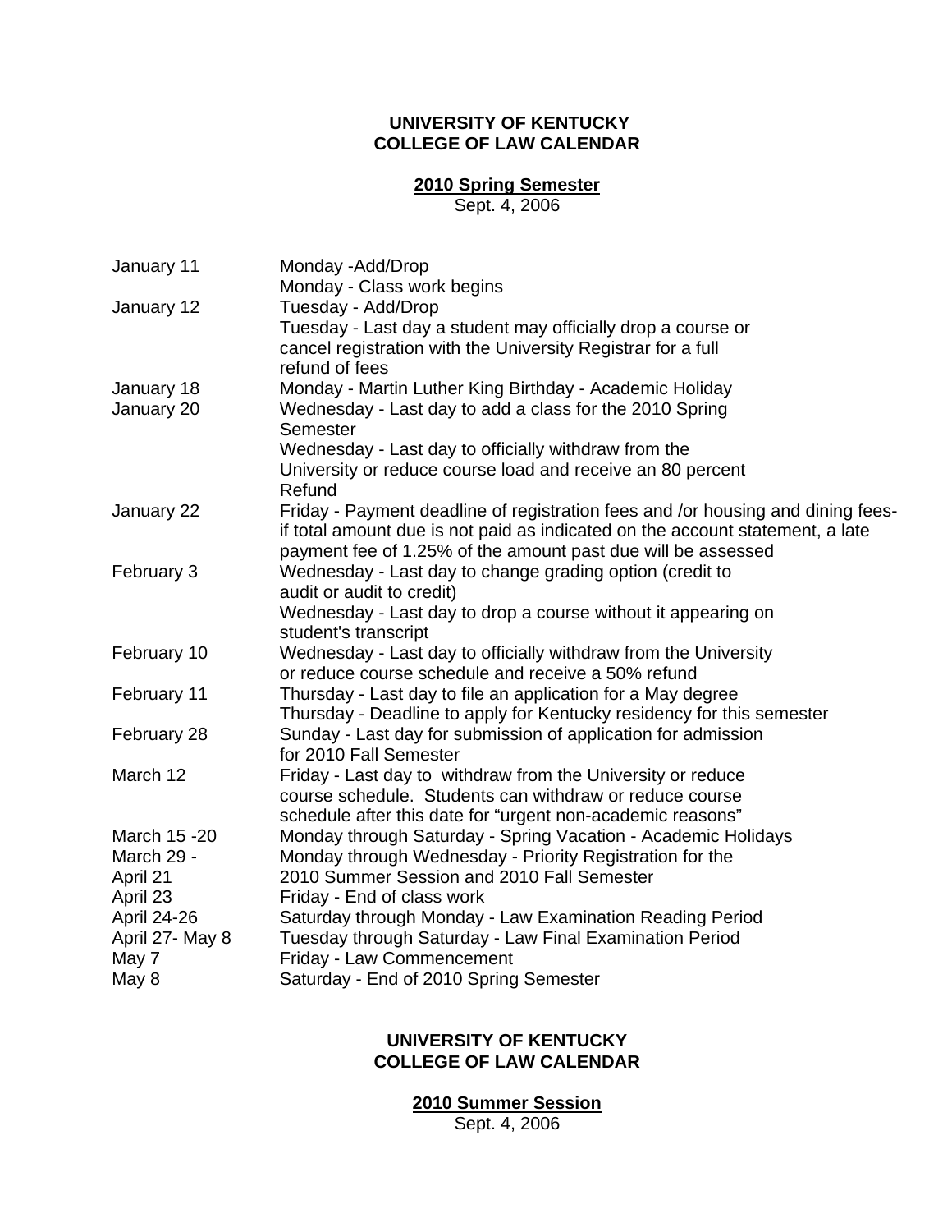**UNIVERSITY OF KENTUCKY**
**COLLEGE OF LAW CALENDAR**

**2010 Spring Semester**
Sept. 4, 2006

| | |
|---|---|
| January 11 | Monday -Add/Drop<br>Monday - Class work begins |
| January 12 | Tuesday - Add/Drop<br>Tuesday - Last day a student may officially drop a course or cancel registration with the University Registrar for a full refund of fees |
| January 18 | Monday - Martin Luther King Birthday - Academic Holiday |
| January 20 | Wednesday - Last day to add a class for the 2010 Spring Semester<br>Wednesday - Last day to officially withdraw from the University or reduce course load and receive an 80 percent Refund |
| January 22 | Friday - Payment deadline of registration fees and /or housing and dining fees- if total amount due is not paid as indicated on the account statement, a late payment fee of 1.25% of the amount past due will be assessed |
| February 3 | Wednesday - Last day to change grading option (credit to audit or audit to credit)<br>Wednesday - Last day to drop a course without it appearing on student's transcript |
| February 10 | Wednesday - Last day to officially withdraw from the University or reduce course schedule and receive a 50% refund |
| February 11 | Thursday - Last day to file an application for a May degree<br>Thursday - Deadline to apply for Kentucky residency for this semester |
| February 28 | Sunday - Last day for submission of application for admission for 2010 Fall Semester |
| March 12 | Friday - Last day to withdraw from the University or reduce course schedule. Students can withdraw or reduce course schedule after this date for "urgent non-academic reasons" |
| March 15 -20 | Monday through Saturday - Spring Vacation - Academic Holidays |
| March 29 - April 21 | Monday through Wednesday - Priority Registration for the 2010 Summer Session and 2010 Fall Semester |
| April 23 | Friday - End of class work |
| April 24-26 | Saturday through Monday - Law Examination Reading Period |
| April 27- May 8 | Tuesday through Saturday - Law Final Examination Period |
| May 7 | Friday - Law Commencement |
| May 8 | Saturday - End of 2010 Spring Semester |

**UNIVERSITY OF KENTUCKY**
**COLLEGE OF LAW CALENDAR**

**2010 Summer Session**
Sept. 4, 2006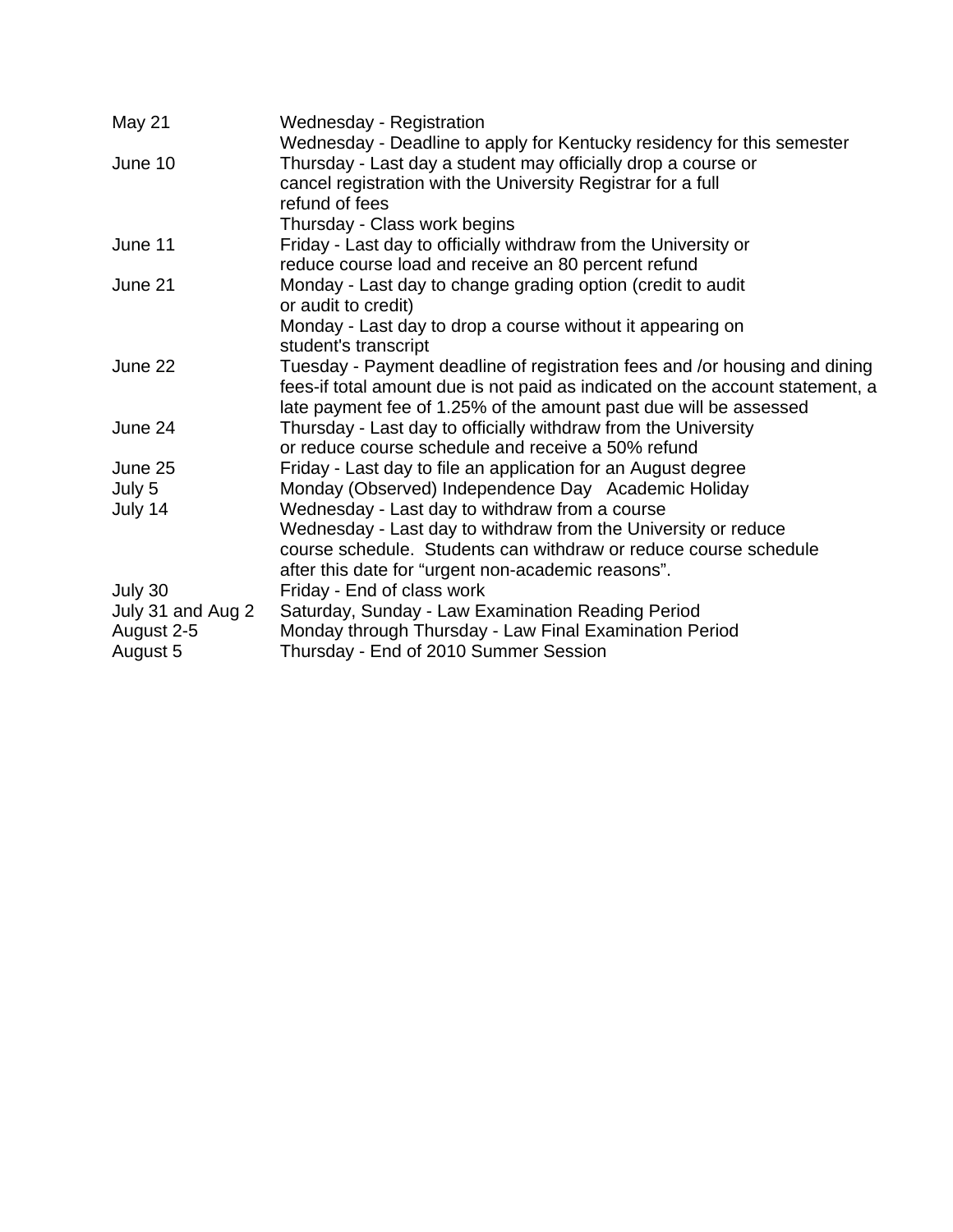| | |
|---|---|
| May 21 | Wednesday - Registration<br>Wednesday - Deadline to apply for Kentucky residency for this semester |
| June 10 | Thursday - Last day a student may officially drop a course or cancel registration with the University Registrar for a full refund of fees<br>Thursday - Class work begins |
| June 11 | Friday - Last day to officially withdraw from the University or reduce course load and receive an 80 percent refund |
| June 21 | Monday - Last day to change grading option (credit to audit or audit to credit)<br>Monday - Last day to drop a course without it appearing on student's transcript |
| June 22 | Tuesday - Payment deadline of registration fees and /or housing and dining fees-if total amount due is not paid as indicated on the account statement, a late payment fee of 1.25% of the amount past due will be assessed |
| June 24 | Thursday - Last day to officially withdraw from the University or reduce course schedule and receive a 50% refund |
| June 25 | Friday - Last day to file an application for an August degree |
| July 5 | Monday (Observed) Independence Day Academic Holiday |
| July 14 | Wednesday - Last day to withdraw from a course<br>Wednesday - Last day to withdraw from the University or reduce course schedule. Students can withdraw or reduce course schedule after this date for "urgent non-academic reasons". |
| July 30 | Friday - End of class work |
| July 31 and Aug 2 | Saturday, Sunday - Law Examination Reading Period |
| August 2-5 | Monday through Thursday - Law Final Examination Period |
| August 5 | Thursday - End of 2010 Summer Session |